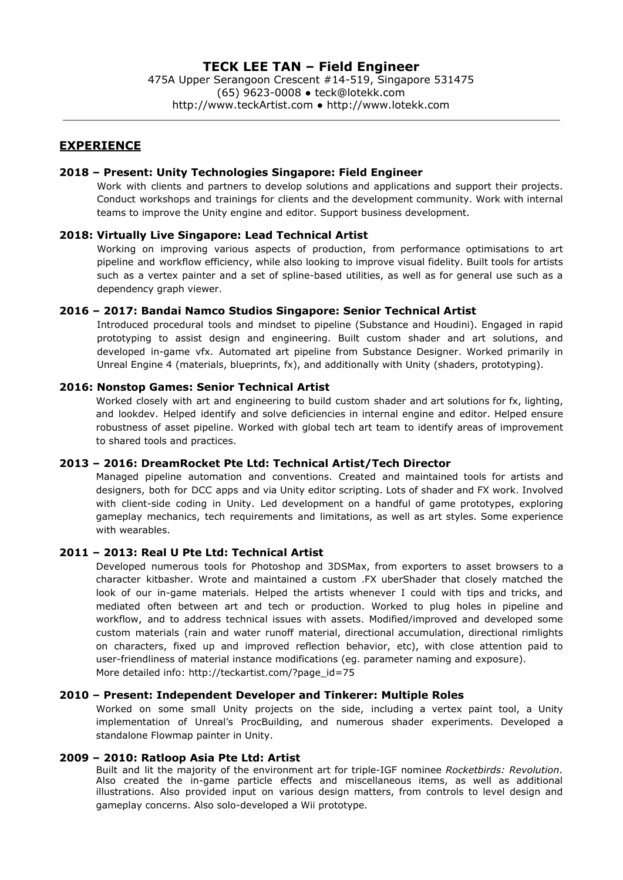# TECK LEE TAN – Field Engineer

475A Upper Serangoon Crescent #14-519, Singapore 531475
(65) 9623-0008 ● teck@lotekk.com
http://www.teckArtist.com ● http://www.lotekk.com

---

## EXPERIENCE

### 2018 – Present: Unity Technologies Singapore: Field Engineer

Work with clients and partners to develop solutions and applications and support their projects. Conduct workshops and trainings for clients and the development community. Work with internal teams to improve the Unity engine and editor. Support business development.

### 2018: Virtually Live Singapore: Lead Technical Artist

Working on improving various aspects of production, from performance optimisations to art pipeline and workflow efficiency, while also looking to improve visual fidelity. Built tools for artists such as a vertex painter and a set of spline-based utilities, as well as for general use such as a dependency graph viewer.

### 2016 – 2017: Bandai Namco Studios Singapore: Senior Technical Artist

Introduced procedural tools and mindset to pipeline (Substance and Houdini). Engaged in rapid prototyping to assist design and engineering. Built custom shader and art solutions, and developed in-game vfx. Automated art pipeline from Substance Designer. Worked primarily in Unreal Engine 4 (materials, blueprints, fx), and additionally with Unity (shaders, prototyping).

### 2016: Nonstop Games: Senior Technical Artist

Worked closely with art and engineering to build custom shader and art solutions for fx, lighting, and lookdev. Helped identify and solve deficiencies in internal engine and editor. Helped ensure robustness of asset pipeline. Worked with global tech art team to identify areas of improvement to shared tools and practices.

### 2013 – 2016: DreamRocket Pte Ltd: Technical Artist/Tech Director

Managed pipeline automation and conventions. Created and maintained tools for artists and designers, both for DCC apps and via Unity editor scripting. Lots of shader and FX work. Involved with client-side coding in Unity. Led development on a handful of game prototypes, exploring gameplay mechanics, tech requirements and limitations, as well as art styles. Some experience with wearables.

### 2011 – 2013: Real U Pte Ltd: Technical Artist

Developed numerous tools for Photoshop and 3DSMax, from exporters to asset browsers to a character kitbasher. Wrote and maintained a custom .FX uberShader that closely matched the look of our in-game materials. Helped the artists whenever I could with tips and tricks, and mediated often between art and tech or production. Worked to plug holes in pipeline and workflow, and to address technical issues with assets. Modified/improved and developed some custom materials (rain and water runoff material, directional accumulation, directional rimlights on characters, fixed up and improved reflection behavior, etc), with close attention paid to user-friendliness of material instance modifications (eg. parameter naming and exposure).
More detailed info: http://teckartist.com/?page_id=75

### 2010 – Present: Independent Developer and Tinkerer: Multiple Roles

Worked on some small Unity projects on the side, including a vertex paint tool, a Unity implementation of Unreal's ProcBuilding, and numerous shader experiments. Developed a standalone Flowmap painter in Unity.

### 2009 – 2010: Ratloop Asia Pte Ltd: Artist

Built and lit the majority of the environment art for triple-IGF nominee *Rocketbirds: Revolution*. Also created the in-game particle effects and miscellaneous items, as well as additional illustrations. Also provided input on various design matters, from controls to level design and gameplay concerns. Also solo-developed a Wii prototype.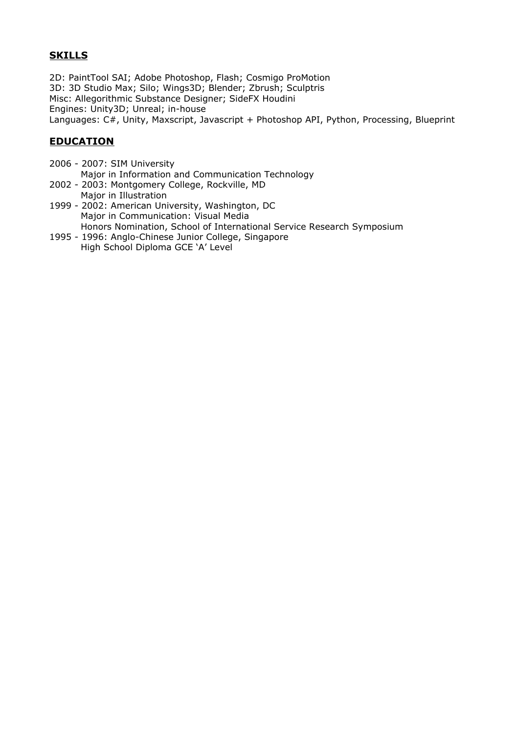## SKILLS

2D: PaintTool SAI; Adobe Photoshop, Flash; Cosmigo ProMotion
3D: 3D Studio Max; Silo; Wings3D; Blender; Zbrush; Sculptris
Misc: Allegorithmic Substance Designer; SideFX Houdini
Engines: Unity3D; Unreal; in-house
Languages: C#, Unity, Maxscript, Javascript + Photoshop API, Python, Processing, Blueprint

## EDUCATION

2006 - 2007: SIM University
Major in Information and Communication Technology

2002 - 2003: Montgomery College, Rockville, MD
Major in Illustration

1999 - 2002: American University, Washington, DC
Major in Communication: Visual Media
Honors Nomination, School of International Service Research Symposium

1995 - 1996: Anglo-Chinese Junior College, Singapore
High School Diploma GCE 'A' Level